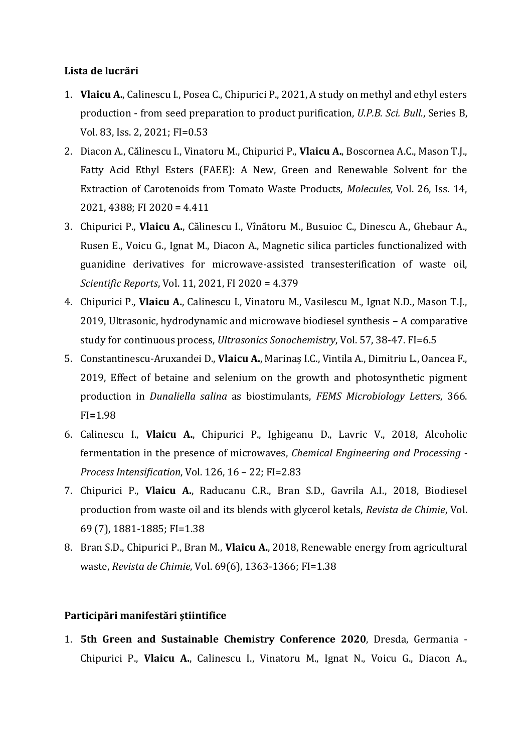**Lista de lucrări**

1. **Vlaicu A.**, Calinescu I., Posea C., Chipurici P., 2021, A study on methyl and ethyl esters production - from seed preparation to product purification, *U.P.B. Sci. Bull.*, Series B, Vol. 83, Iss. 2, 2021; FI=0.53
2. Diacon A., Călinescu I., Vinatoru M., Chipurici P., **Vlaicu A.**, Boscornea A.C., Mason T.J., Fatty Acid Ethyl Esters (FAEE): A New, Green and Renewable Solvent for the Extraction of Carotenoids from Tomato Waste Products, *Molecules*, Vol. 26, Iss. 14, 2021, 4388; FI 2020 = 4.411
3. Chipurici P., **Vlaicu A.**, Călinescu I., Vînătoru M., Busuioc C., Dinescu A., Ghebaur A., Rusen E., Voicu G., Ignat M., Diacon A., Magnetic silica particles functionalized with guanidine derivatives for microwave-assisted transesterification of waste oil, *Scientific Reports*, Vol. 11, 2021, FI 2020 = 4.379
4. Chipurici P., **Vlaicu A.**, Calinescu I., Vinatoru M., Vasilescu M., Ignat N.D., Mason T.J., 2019, Ultrasonic, hydrodynamic and microwave biodiesel synthesis – A comparative study for continuous process, *Ultrasonics Sonochemistry*, Vol. 57, 38-47. FI=6.5
5. Constantinescu-Aruxandei D., **Vlaicu A.**, Marinaș I.C., Vintila A., Dimitriu L., Oancea F., 2019, Effect of betaine and selenium on the growth and photosynthetic pigment production in *Dunaliella salina* as biostimulants, *FEMS Microbiology Letters*, 366. FI**=**1.98
6. Calinescu I., **Vlaicu A.**, Chipurici P., Ighigeanu D., Lavric V., 2018, Alcoholic fermentation in the presence of microwaves, *Chemical Engineering and Processing - Process Intensification*, Vol. 126, 16 – 22; FI=2.83
7. Chipurici P., **Vlaicu A.**, Raducanu C.R., Bran S.D., Gavrila A.I., 2018, Biodiesel production from waste oil and its blends with glycerol ketals, *Revista de Chimie*, Vol. 69 (7), 1881-1885; FI=1.38
8. Bran S.D., Chipurici P., Bran M., **Vlaicu A.**, 2018, Renewable energy from agricultural waste, *Revista de Chimie*, Vol. 69(6), 1363-1366; FI=1.38

**Participări manifestări științifice**

1. **5th Green and Sustainable Chemistry Conference 2020**, Dresda, Germania - Chipurici P., **Vlaicu A.**, Calinescu I., Vinatoru M., Ignat N., Voicu G., Diacon A.,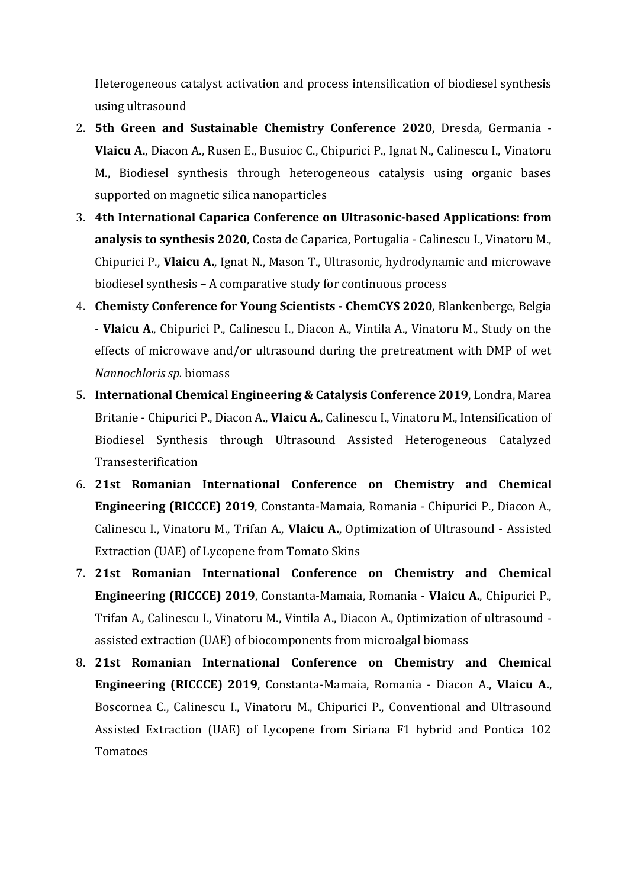Heterogeneous catalyst activation and process intensification of biodiesel synthesis using ultrasound

2. **5th Green and Sustainable Chemistry Conference 2020**, Dresda, Germania - **Vlaicu A.**, Diacon A., Rusen E., Busuioc C., Chipurici P., Ignat N., Calinescu I., Vinatoru M., Biodiesel synthesis through heterogeneous catalysis using organic bases supported on magnetic silica nanoparticles
3. **4th International Caparica Conference on Ultrasonic-based Applications: from analysis to synthesis 2020**, Costa de Caparica, Portugalia - Calinescu I., Vinatoru M., Chipurici P., **Vlaicu A.**, Ignat N., Mason T., Ultrasonic, hydrodynamic and microwave biodiesel synthesis – A comparative study for continuous process
4. **Chemisty Conference for Young Scientists - ChemCYS 2020**, Blankenberge, Belgia - **Vlaicu A.**, Chipurici P., Calinescu I., Diacon A., Vintila A., Vinatoru M., Study on the effects of microwave and/or ultrasound during the pretreatment with DMP of wet *Nannochloris sp.* biomass
5. **International Chemical Engineering & Catalysis Conference 2019**, Londra, Marea Britanie - Chipurici P., Diacon A., **Vlaicu A.**, Calinescu I., Vinatoru M., Intensification of Biodiesel Synthesis through Ultrasound Assisted Heterogeneous Catalyzed Transesterification
6. **21st Romanian International Conference on Chemistry and Chemical Engineering (RICCCE) 2019**, Constanta-Mamaia, Romania - Chipurici P., Diacon A., Calinescu I., Vinatoru M., Trifan A., **Vlaicu A.**, Optimization of Ultrasound - Assisted Extraction (UAE) of Lycopene from Tomato Skins
7. **21st Romanian International Conference on Chemistry and Chemical Engineering (RICCCE) 2019**, Constanta-Mamaia, Romania - **Vlaicu A.**, Chipurici P., Trifan A., Calinescu I., Vinatoru M., Vintila A., Diacon A., Optimization of ultrasound - assisted extraction (UAE) of biocomponents from microalgal biomass
8. **21st Romanian International Conference on Chemistry and Chemical Engineering (RICCCE) 2019**, Constanta-Mamaia, Romania - Diacon A., **Vlaicu A.**, Boscornea C., Calinescu I., Vinatoru M., Chipurici P., Conventional and Ultrasound Assisted Extraction (UAE) of Lycopene from Siriana F1 hybrid and Pontica 102 Tomatoes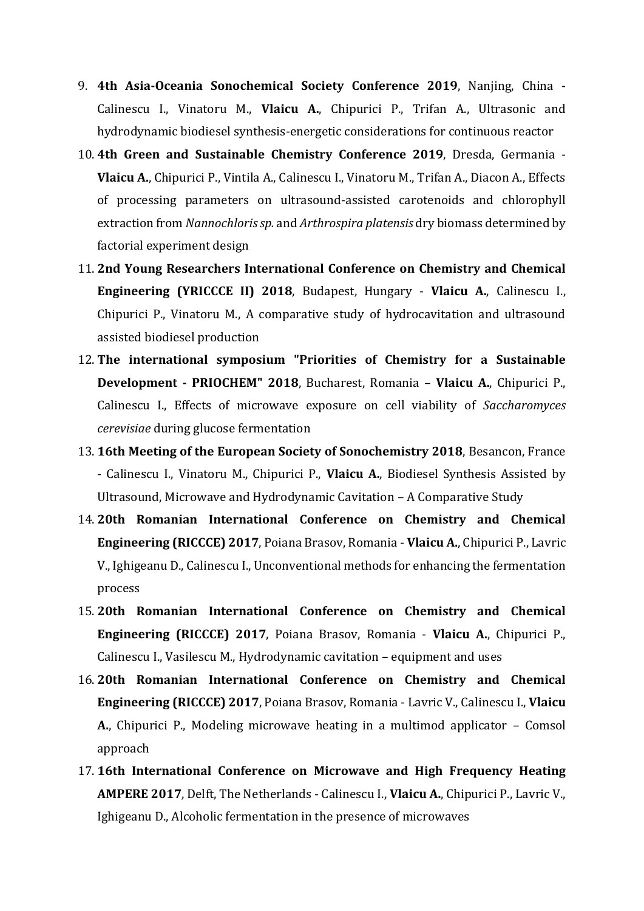9. **4th Asia-Oceania Sonochemical Society Conference 2019**, Nanjing, China - Calinescu I., Vinatoru M., **Vlaicu A.**, Chipurici P., Trifan A., Ultrasonic and hydrodynamic biodiesel synthesis-energetic considerations for continuous reactor
10. **4th Green and Sustainable Chemistry Conference 2019**, Dresda, Germania - **Vlaicu A.**, Chipurici P., Vintila A., Calinescu I., Vinatoru M., Trifan A., Diacon A., Effects of processing parameters on ultrasound-assisted carotenoids and chlorophyll extraction from *Nannochloris sp.* and *Arthrospira platensis* dry biomass determined by factorial experiment design
11. **2nd Young Researchers International Conference on Chemistry and Chemical Engineering (YRICCCE II) 2018**, Budapest, Hungary - **Vlaicu A.**, Calinescu I., Chipurici P., Vinatoru M., A comparative study of hydrocavitation and ultrasound assisted biodiesel production
12. **The international symposium "Priorities of Chemistry for a Sustainable Development - PRIOCHEM" 2018**, Bucharest, Romania – **Vlaicu A.**, Chipurici P., Calinescu I., Effects of microwave exposure on cell viability of *Saccharomyces cerevisiae* during glucose fermentation
13. **16th Meeting of the European Society of Sonochemistry 2018**, Besancon, France - Calinescu I., Vinatoru M., Chipurici P., **Vlaicu A.**, Biodiesel Synthesis Assisted by Ultrasound, Microwave and Hydrodynamic Cavitation – A Comparative Study
14. **20th Romanian International Conference on Chemistry and Chemical Engineering (RICCCE) 2017**, Poiana Brasov, Romania - **Vlaicu A.**, Chipurici P., Lavric V., Ighigeanu D., Calinescu I., Unconventional methods for enhancing the fermentation process
15. **20th Romanian International Conference on Chemistry and Chemical Engineering (RICCCE) 2017**, Poiana Brasov, Romania - **Vlaicu A.**, Chipurici P., Calinescu I., Vasilescu M., Hydrodynamic cavitation – equipment and uses
16. **20th Romanian International Conference on Chemistry and Chemical Engineering (RICCCE) 2017**, Poiana Brasov, Romania - Lavric V., Calinescu I., **Vlaicu A.**, Chipurici P., Modeling microwave heating in a multimod applicator – Comsol approach
17. **16th International Conference on Microwave and High Frequency Heating AMPERE 2017**, Delft, The Netherlands - Calinescu I., **Vlaicu A.**, Chipurici P., Lavric V., Ighigeanu D., Alcoholic fermentation in the presence of microwaves